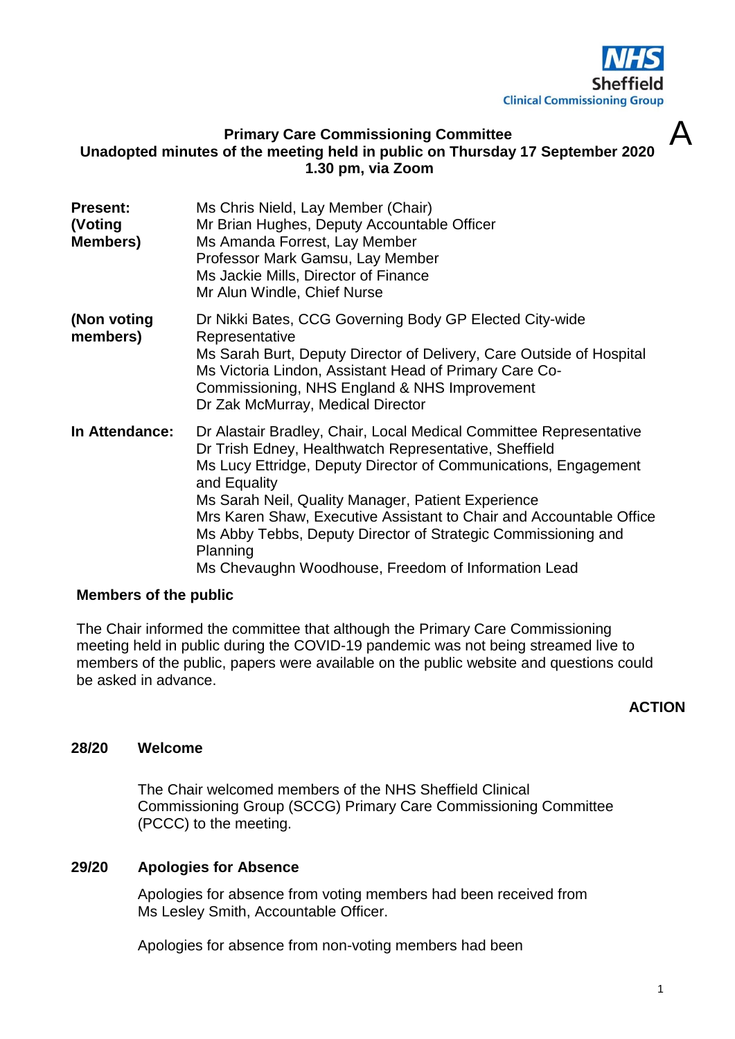NHS Sheffield
Clinical Commissioning Group

A

**Primary Care Commissioning Committee**
**Unadopted minutes of the meeting held in public on Thursday 17 September 2020**
**1.30 pm, via Zoom**

| | |
|---|---|
| **Present: (Voting Members)** | Ms Chris Nield, Lay Member (Chair)<br>Mr Brian Hughes, Deputy Accountable Officer<br>Ms Amanda Forrest, Lay Member<br>Professor Mark Gamsu, Lay Member<br>Ms Jackie Mills, Director of Finance<br>Mr Alun Windle, Chief Nurse |
| **(Non voting members)** | Dr Nikki Bates, CCG Governing Body GP Elected City-wide Representative<br>Ms Sarah Burt, Deputy Director of Delivery, Care Outside of Hospital<br>Ms Victoria Lindon, Assistant Head of Primary Care Co-Commissioning, NHS England & NHS Improvement<br>Dr Zak McMurray, Medical Director |
| **In Attendance:** | Dr Alastair Bradley, Chair, Local Medical Committee Representative<br>Dr Trish Edney, Healthwatch Representative, Sheffield<br>Ms Lucy Ettridge, Deputy Director of Communications, Engagement and Equality<br>Ms Sarah Neil, Quality Manager, Patient Experience<br>Mrs Karen Shaw, Executive Assistant to Chair and Accountable Office<br>Ms Abby Tebbs, Deputy Director of Strategic Commissioning and Planning<br>Ms Chevaughn Woodhouse, Freedom of Information Lead |

**Members of the public**

The Chair informed the committee that although the Primary Care Commissioning meeting held in public during the COVID-19 pandemic was not being streamed live to members of the public, papers were available on the public website and questions could be asked in advance.

**ACTION**

**28/20 Welcome**

The Chair welcomed members of the NHS Sheffield Clinical Commissioning Group (SCCG) Primary Care Commissioning Committee (PCCC) to the meeting.

**29/20 Apologies for Absence**

Apologies for absence from voting members had been received from Ms Lesley Smith, Accountable Officer.

Apologies for absence from non-voting members had been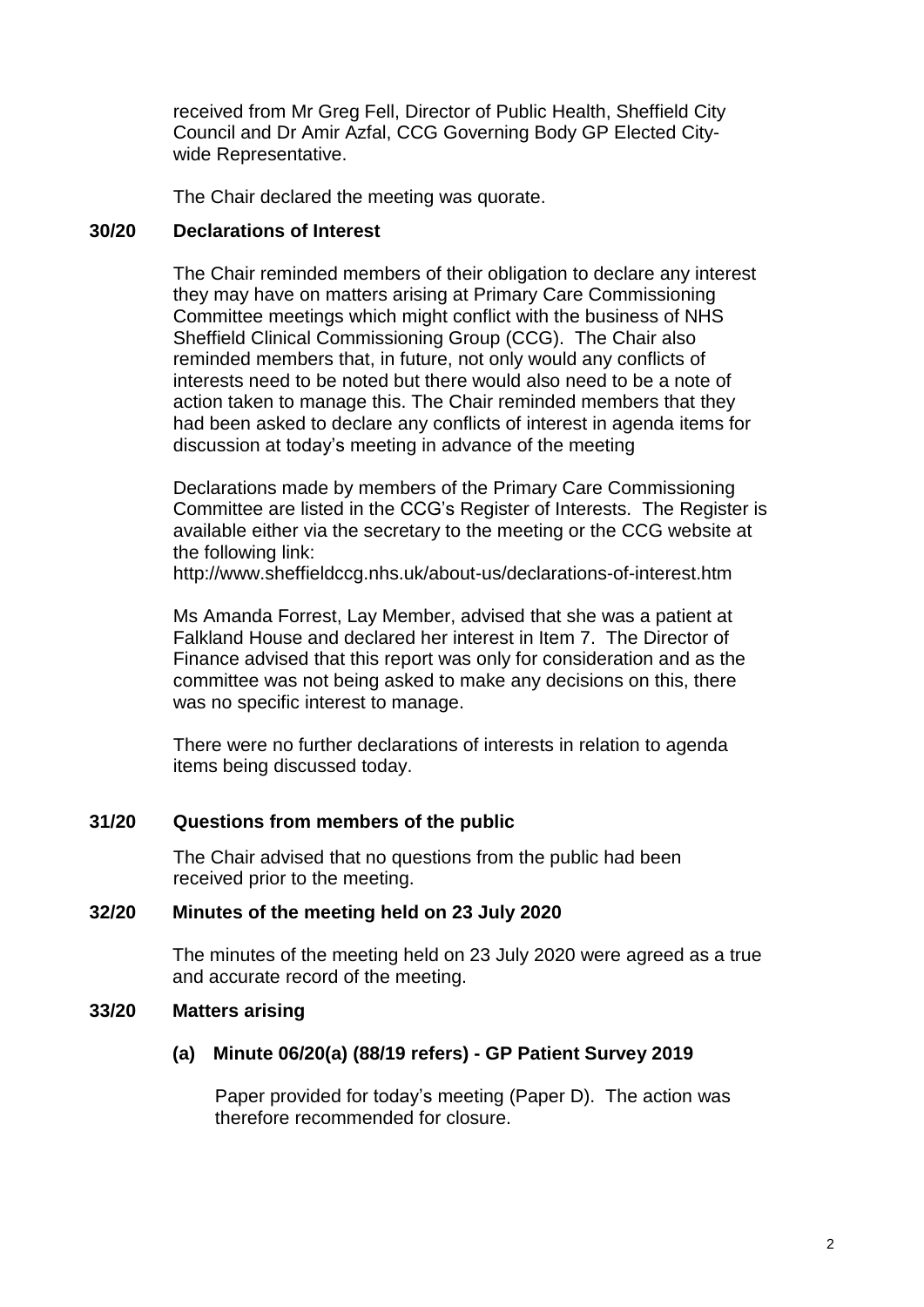received from Mr Greg Fell, Director of Public Health, Sheffield City Council and Dr Amir Azfal, CCG Governing Body GP Elected City-wide Representative.

The Chair declared the meeting was quorate.

**30/20 Declarations of Interest**

The Chair reminded members of their obligation to declare any interest they may have on matters arising at Primary Care Commissioning Committee meetings which might conflict with the business of NHS Sheffield Clinical Commissioning Group (CCG). The Chair also reminded members that, in future, not only would any conflicts of interests need to be noted but there would also need to be a note of action taken to manage this. The Chair reminded members that they had been asked to declare any conflicts of interest in agenda items for discussion at today's meeting in advance of the meeting

Declarations made by members of the Primary Care Commissioning Committee are listed in the CCG's Register of Interests. The Register is available either via the secretary to the meeting or the CCG website at the following link:
http://www.sheffieldccg.nhs.uk/about-us/declarations-of-interest.htm

Ms Amanda Forrest, Lay Member, advised that she was a patient at Falkland House and declared her interest in Item 7. The Director of Finance advised that this report was only for consideration and as the committee was not being asked to make any decisions on this, there was no specific interest to manage.

There were no further declarations of interests in relation to agenda items being discussed today.

**31/20 Questions from members of the public**

The Chair advised that no questions from the public had been received prior to the meeting.

**32/20 Minutes of the meeting held on 23 July 2020**

The minutes of the meeting held on 23 July 2020 were agreed as a true and accurate record of the meeting.

**33/20 Matters arising**

**(a) Minute 06/20(a) (88/19 refers) - GP Patient Survey 2019**

Paper provided for today's meeting (Paper D). The action was therefore recommended for closure.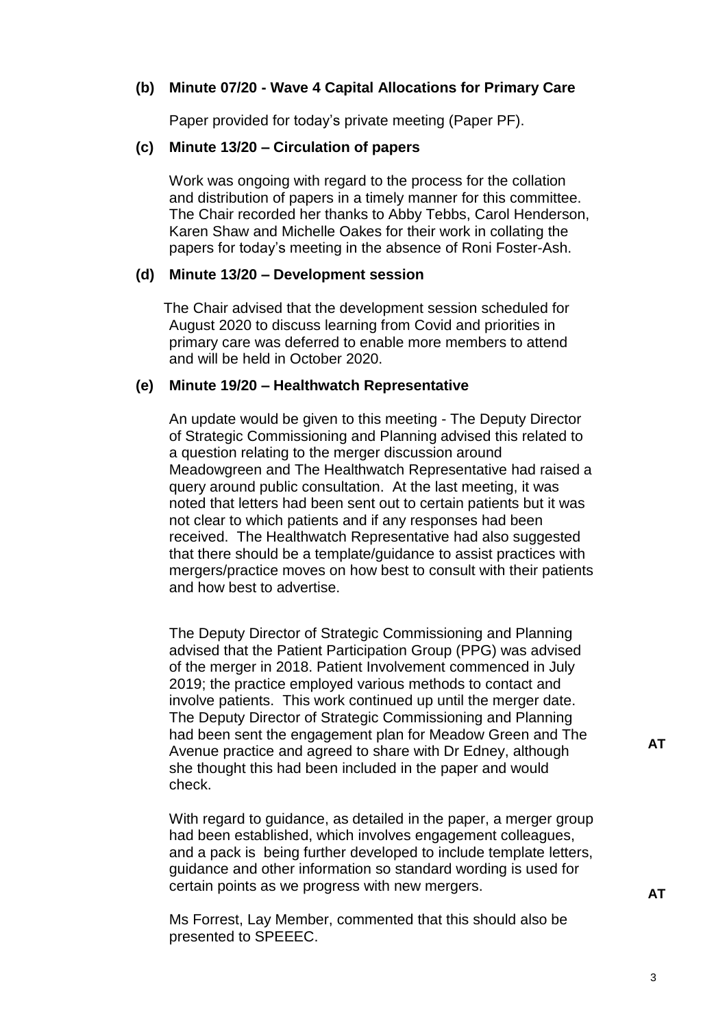**(b) Minute 07/20 - Wave 4 Capital Allocations for Primary Care**

Paper provided for today's private meeting (Paper PF).

**(c) Minute 13/20 – Circulation of papers**

Work was ongoing with regard to the process for the collation and distribution of papers in a timely manner for this committee. The Chair recorded her thanks to Abby Tebbs, Carol Henderson, Karen Shaw and Michelle Oakes for their work in collating the papers for today's meeting in the absence of Roni Foster-Ash.

**(d) Minute 13/20 – Development session**

The Chair advised that the development session scheduled for August 2020 to discuss learning from Covid and priorities in primary care was deferred to enable more members to attend and will be held in October 2020.

**(e) Minute 19/20 – Healthwatch Representative**

An update would be given to this meeting - The Deputy Director of Strategic Commissioning and Planning advised this related to a question relating to the merger discussion around Meadowgreen and The Healthwatch Representative had raised a query around public consultation. At the last meeting, it was noted that letters had been sent out to certain patients but it was not clear to which patients and if any responses had been received. The Healthwatch Representative had also suggested that there should be a template/guidance to assist practices with mergers/practice moves on how best to consult with their patients and how best to advertise.

The Deputy Director of Strategic Commissioning and Planning advised that the Patient Participation Group (PPG) was advised of the merger in 2018. Patient Involvement commenced in July 2019; the practice employed various methods to contact and involve patients. This work continued up until the merger date. The Deputy Director of Strategic Commissioning and Planning had been sent the engagement plan for Meadow Green and The Avenue practice and agreed to share with Dr Edney, although she thought this had been included in the paper and would check. **AT**

With regard to guidance, as detailed in the paper, a merger group had been established, which involves engagement colleagues, and a pack is being further developed to include template letters, guidance and other information so standard wording is used for certain points as we progress with new mergers. **AT**

Ms Forrest, Lay Member, commented that this should also be presented to SPEEEC.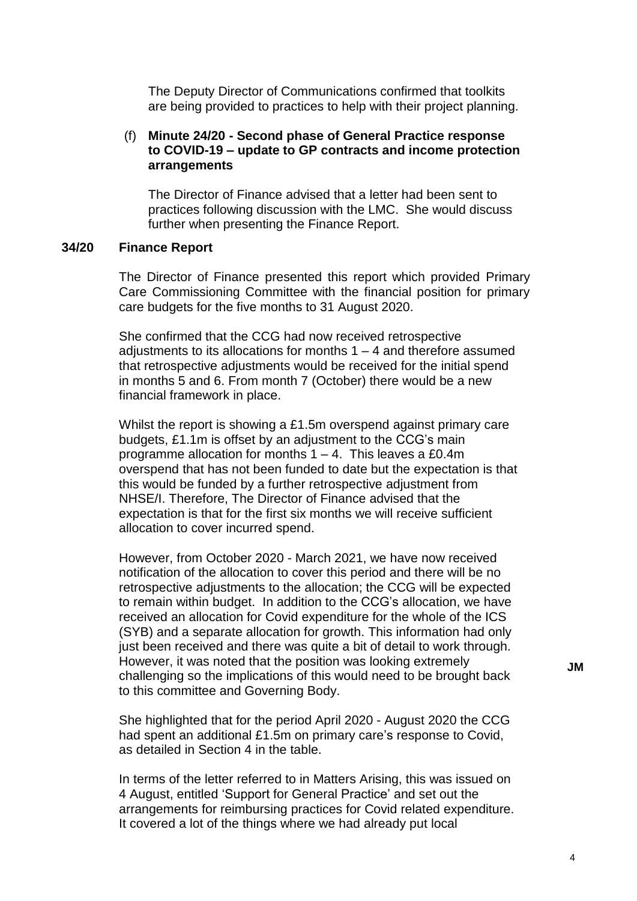The Deputy Director of Communications confirmed that toolkits are being provided to practices to help with their project planning.

(f) **Minute 24/20 - Second phase of General Practice response to COVID-19 – update to GP contracts and income protection arrangements**

The Director of Finance advised that a letter had been sent to practices following discussion with the LMC. She would discuss further when presenting the Finance Report.

## 34/20 Finance Report

The Director of Finance presented this report which provided Primary Care Commissioning Committee with the financial position for primary care budgets for the five months to 31 August 2020.

She confirmed that the CCG had now received retrospective adjustments to its allocations for months 1 – 4 and therefore assumed that retrospective adjustments would be received for the initial spend in months 5 and 6. From month 7 (October) there would be a new financial framework in place.

Whilst the report is showing a £1.5m overspend against primary care budgets, £1.1m is offset by an adjustment to the CCG's main programme allocation for months 1 – 4. This leaves a £0.4m overspend that has not been funded to date but the expectation is that this would be funded by a further retrospective adjustment from NHSE/I. Therefore, The Director of Finance advised that the expectation is that for the first six months we will receive sufficient allocation to cover incurred spend.

However, from October 2020 - March 2021, we have now received notification of the allocation to cover this period and there will be no retrospective adjustments to the allocation; the CCG will be expected to remain within budget. In addition to the CCG's allocation, we have received an allocation for Covid expenditure for the whole of the ICS (SYB) and a separate allocation for growth. This information had only just been received and there was quite a bit of detail to work through. However, it was noted that the position was looking extremely challenging so the implications of this would need to be brought back to this committee and Governing Body. **JM**

She highlighted that for the period April 2020 - August 2020 the CCG had spent an additional £1.5m on primary care's response to Covid, as detailed in Section 4 in the table.

In terms of the letter referred to in Matters Arising, this was issued on 4 August, entitled 'Support for General Practice' and set out the arrangements for reimbursing practices for Covid related expenditure. It covered a lot of the things where we had already put local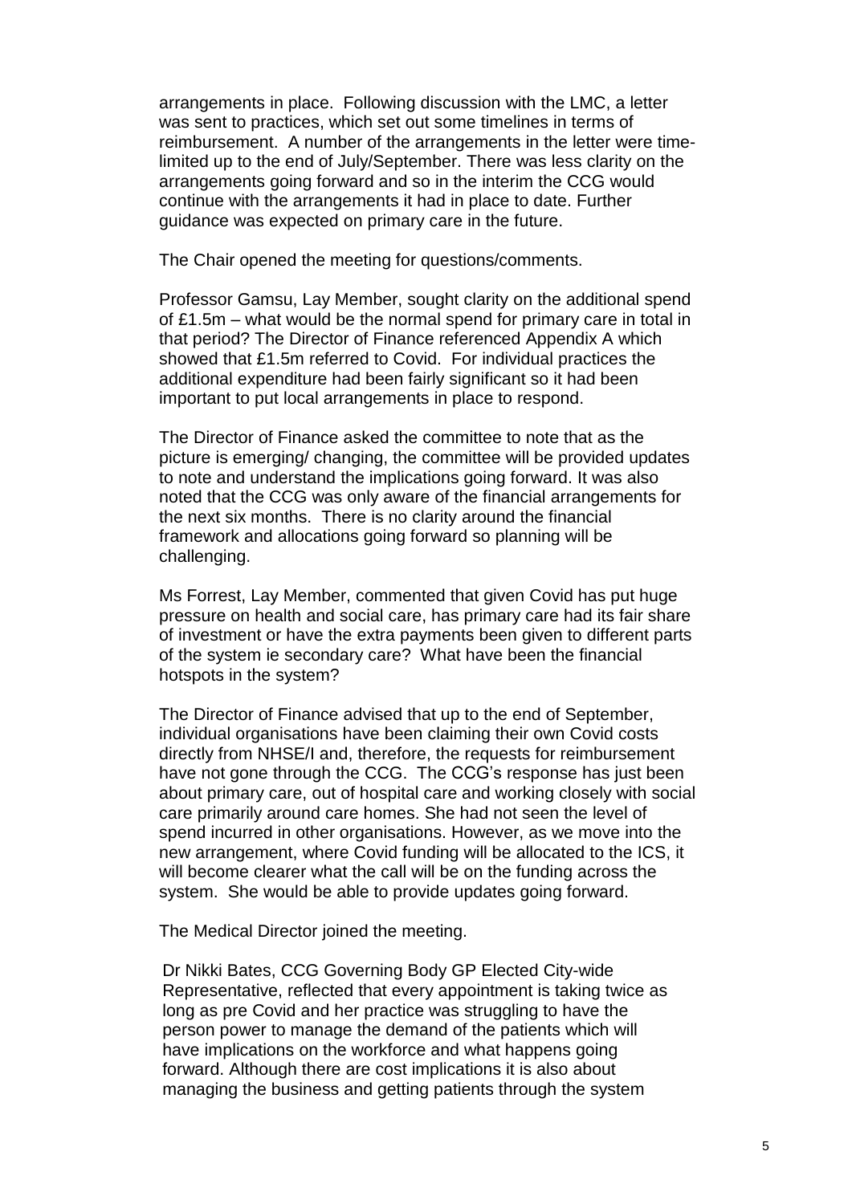arrangements in place. Following discussion with the LMC, a letter was sent to practices, which set out some timelines in terms of reimbursement. A number of the arrangements in the letter were time-limited up to the end of July/September. There was less clarity on the arrangements going forward and so in the interim the CCG would continue with the arrangements it had in place to date. Further guidance was expected on primary care in the future.

The Chair opened the meeting for questions/comments.

Professor Gamsu, Lay Member, sought clarity on the additional spend of £1.5m – what would be the normal spend for primary care in total in that period? The Director of Finance referenced Appendix A which showed that £1.5m referred to Covid. For individual practices the additional expenditure had been fairly significant so it had been important to put local arrangements in place to respond.

The Director of Finance asked the committee to note that as the picture is emerging/ changing, the committee will be provided updates to note and understand the implications going forward. It was also noted that the CCG was only aware of the financial arrangements for the next six months. There is no clarity around the financial framework and allocations going forward so planning will be challenging.

Ms Forrest, Lay Member, commented that given Covid has put huge pressure on health and social care, has primary care had its fair share of investment or have the extra payments been given to different parts of the system ie secondary care? What have been the financial hotspots in the system?

The Director of Finance advised that up to the end of September, individual organisations have been claiming their own Covid costs directly from NHSE/I and, therefore, the requests for reimbursement have not gone through the CCG. The CCG's response has just been about primary care, out of hospital care and working closely with social care primarily around care homes. She had not seen the level of spend incurred in other organisations. However, as we move into the new arrangement, where Covid funding will be allocated to the ICS, it will become clearer what the call will be on the funding across the system. She would be able to provide updates going forward.

The Medical Director joined the meeting.

Dr Nikki Bates, CCG Governing Body GP Elected City-wide Representative, reflected that every appointment is taking twice as long as pre Covid and her practice was struggling to have the person power to manage the demand of the patients which will have implications on the workforce and what happens going forward. Although there are cost implications it is also about managing the business and getting patients through the system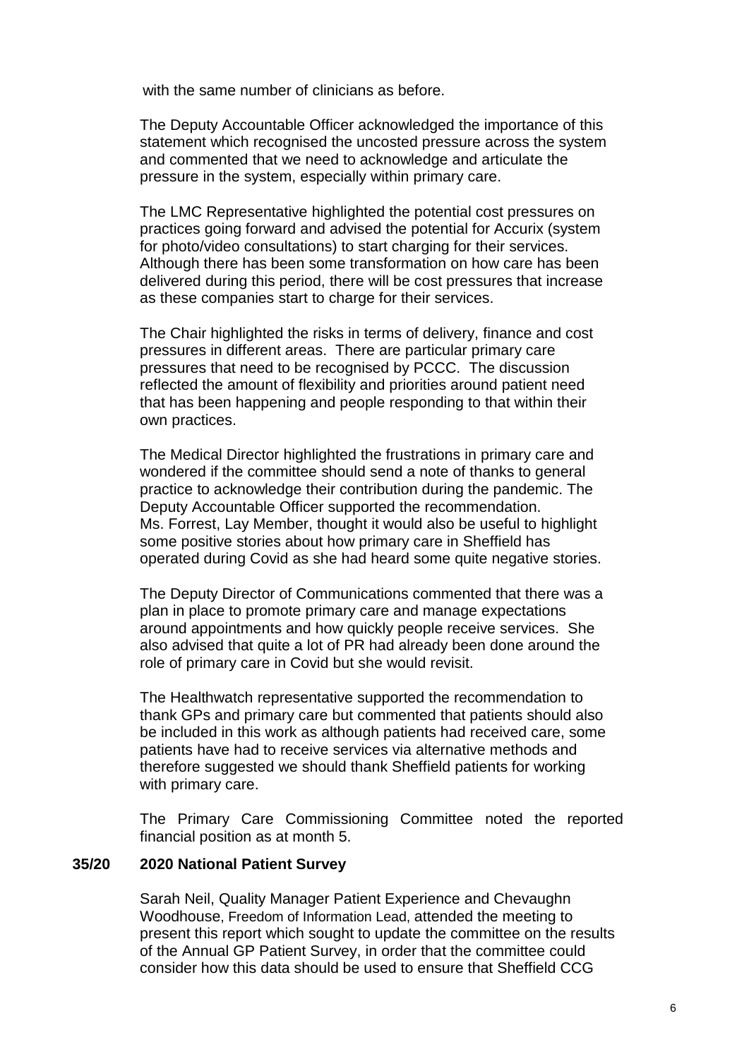with the same number of clinicians as before.

The Deputy Accountable Officer acknowledged the importance of this statement which recognised the uncosted pressure across the system and commented that we need to acknowledge and articulate the pressure in the system, especially within primary care.

The LMC Representative highlighted the potential cost pressures on practices going forward and advised the potential for Accurix (system for photo/video consultations) to start charging for their services. Although there has been some transformation on how care has been delivered during this period, there will be cost pressures that increase as these companies start to charge for their services.

The Chair highlighted the risks in terms of delivery, finance and cost pressures in different areas. There are particular primary care pressures that need to be recognised by PCCC. The discussion reflected the amount of flexibility and priorities around patient need that has been happening and people responding to that within their own practices.

The Medical Director highlighted the frustrations in primary care and wondered if the committee should send a note of thanks to general practice to acknowledge their contribution during the pandemic. The Deputy Accountable Officer supported the recommendation. Ms. Forrest, Lay Member, thought it would also be useful to highlight some positive stories about how primary care in Sheffield has operated during Covid as she had heard some quite negative stories.

The Deputy Director of Communications commented that there was a plan in place to promote primary care and manage expectations around appointments and how quickly people receive services. She also advised that quite a lot of PR had already been done around the role of primary care in Covid but she would revisit.

The Healthwatch representative supported the recommendation to thank GPs and primary care but commented that patients should also be included in this work as although patients had received care, some patients have had to receive services via alternative methods and therefore suggested we should thank Sheffield patients for working with primary care.

The Primary Care Commissioning Committee noted the reported financial position as at month 5.

**35/20 2020 National Patient Survey**

Sarah Neil, Quality Manager Patient Experience and Chevaughn Woodhouse, Freedom of Information Lead, attended the meeting to present this report which sought to update the committee on the results of the Annual GP Patient Survey, in order that the committee could consider how this data should be used to ensure that Sheffield CCG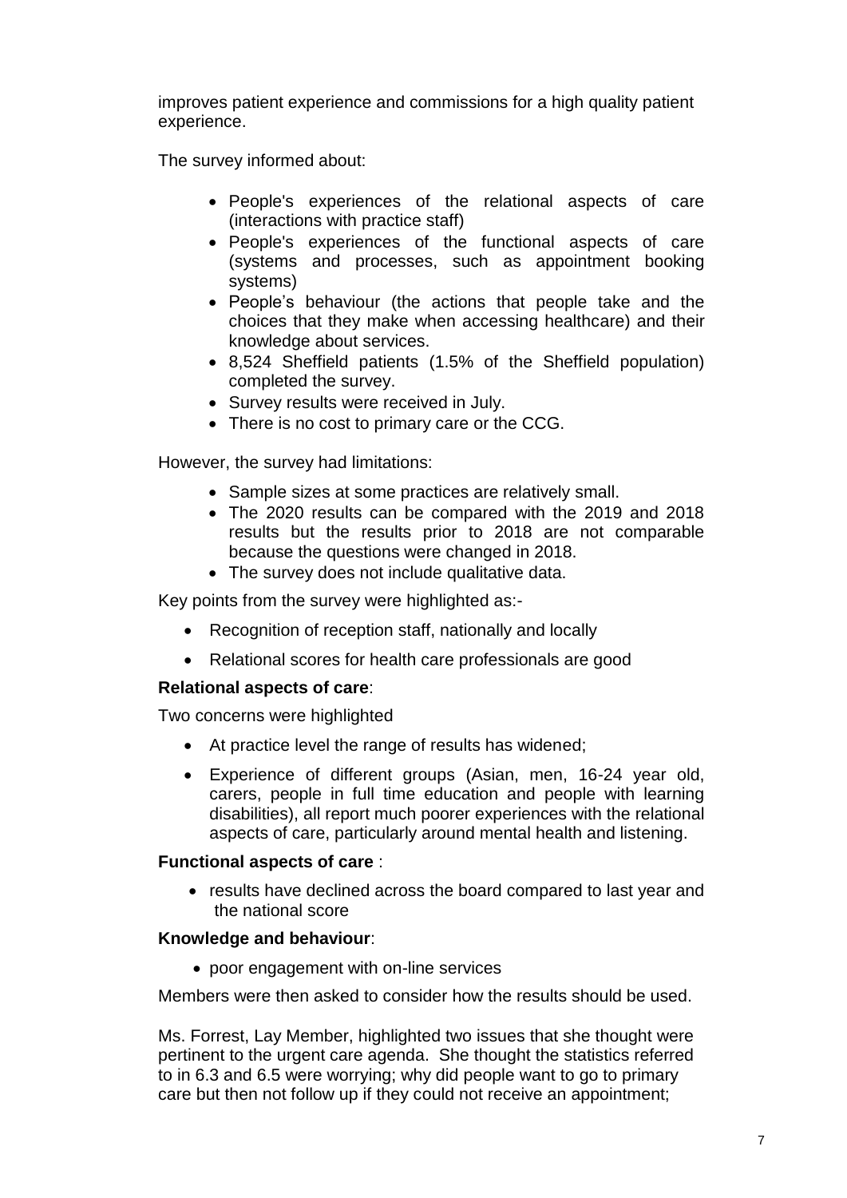improves patient experience and commissions for a high quality patient experience.

The survey informed about:

- People's experiences of the relational aspects of care (interactions with practice staff)
- People's experiences of the functional aspects of care (systems and processes, such as appointment booking systems)
- People's behaviour (the actions that people take and the choices that they make when accessing healthcare) and their knowledge about services.
- 8,524 Sheffield patients (1.5% of the Sheffield population) completed the survey.
- Survey results were received in July.
- There is no cost to primary care or the CCG.

However, the survey had limitations:

- Sample sizes at some practices are relatively small.
- The 2020 results can be compared with the 2019 and 2018 results but the results prior to 2018 are not comparable because the questions were changed in 2018.
- The survey does not include qualitative data.

Key points from the survey were highlighted as:-

- Recognition of reception staff, nationally and locally
- Relational scores for health care professionals are good

**Relational aspects of care**:

Two concerns were highlighted

- At practice level the range of results has widened;
- Experience of different groups (Asian, men, 16-24 year old, carers, people in full time education and people with learning disabilities), all report much poorer experiences with the relational aspects of care, particularly around mental health and listening.

**Functional aspects of care** :

- results have declined across the board compared to last year and the national score

**Knowledge and behaviour**:

- poor engagement with on-line services

Members were then asked to consider how the results should be used.

Ms. Forrest, Lay Member, highlighted two issues that she thought were pertinent to the urgent care agenda. She thought the statistics referred to in 6.3 and 6.5 were worrying; why did people want to go to primary care but then not follow up if they could not receive an appointment;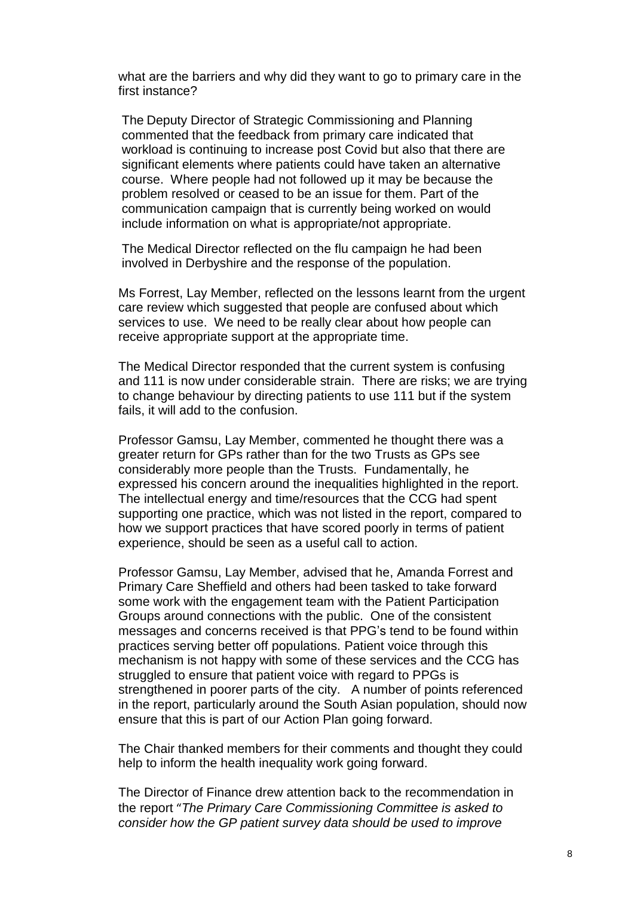what are the barriers and why did they want to go to primary care in the first instance?

The Deputy Director of Strategic Commissioning and Planning commented that the feedback from primary care indicated that workload is continuing to increase post Covid but also that there are significant elements where patients could have taken an alternative course. Where people had not followed up it may be because the problem resolved or ceased to be an issue for them. Part of the communication campaign that is currently being worked on would include information on what is appropriate/not appropriate.

The Medical Director reflected on the flu campaign he had been involved in Derbyshire and the response of the population.

Ms Forrest, Lay Member, reflected on the lessons learnt from the urgent care review which suggested that people are confused about which services to use. We need to be really clear about how people can receive appropriate support at the appropriate time.

The Medical Director responded that the current system is confusing and 111 is now under considerable strain. There are risks; we are trying to change behaviour by directing patients to use 111 but if the system fails, it will add to the confusion.

Professor Gamsu, Lay Member, commented he thought there was a greater return for GPs rather than for the two Trusts as GPs see considerably more people than the Trusts. Fundamentally, he expressed his concern around the inequalities highlighted in the report. The intellectual energy and time/resources that the CCG had spent supporting one practice, which was not listed in the report, compared to how we support practices that have scored poorly in terms of patient experience, should be seen as a useful call to action.

Professor Gamsu, Lay Member, advised that he, Amanda Forrest and Primary Care Sheffield and others had been tasked to take forward some work with the engagement team with the Patient Participation Groups around connections with the public. One of the consistent messages and concerns received is that PPG's tend to be found within practices serving better off populations. Patient voice through this mechanism is not happy with some of these services and the CCG has struggled to ensure that patient voice with regard to PPGs is strengthened in poorer parts of the city. A number of points referenced in the report, particularly around the South Asian population, should now ensure that this is part of our Action Plan going forward.

The Chair thanked members for their comments and thought they could help to inform the health inequality work going forward.

The Director of Finance drew attention back to the recommendation in the report "*The Primary Care Commissioning Committee is asked to consider how the GP patient survey data should be used to improve*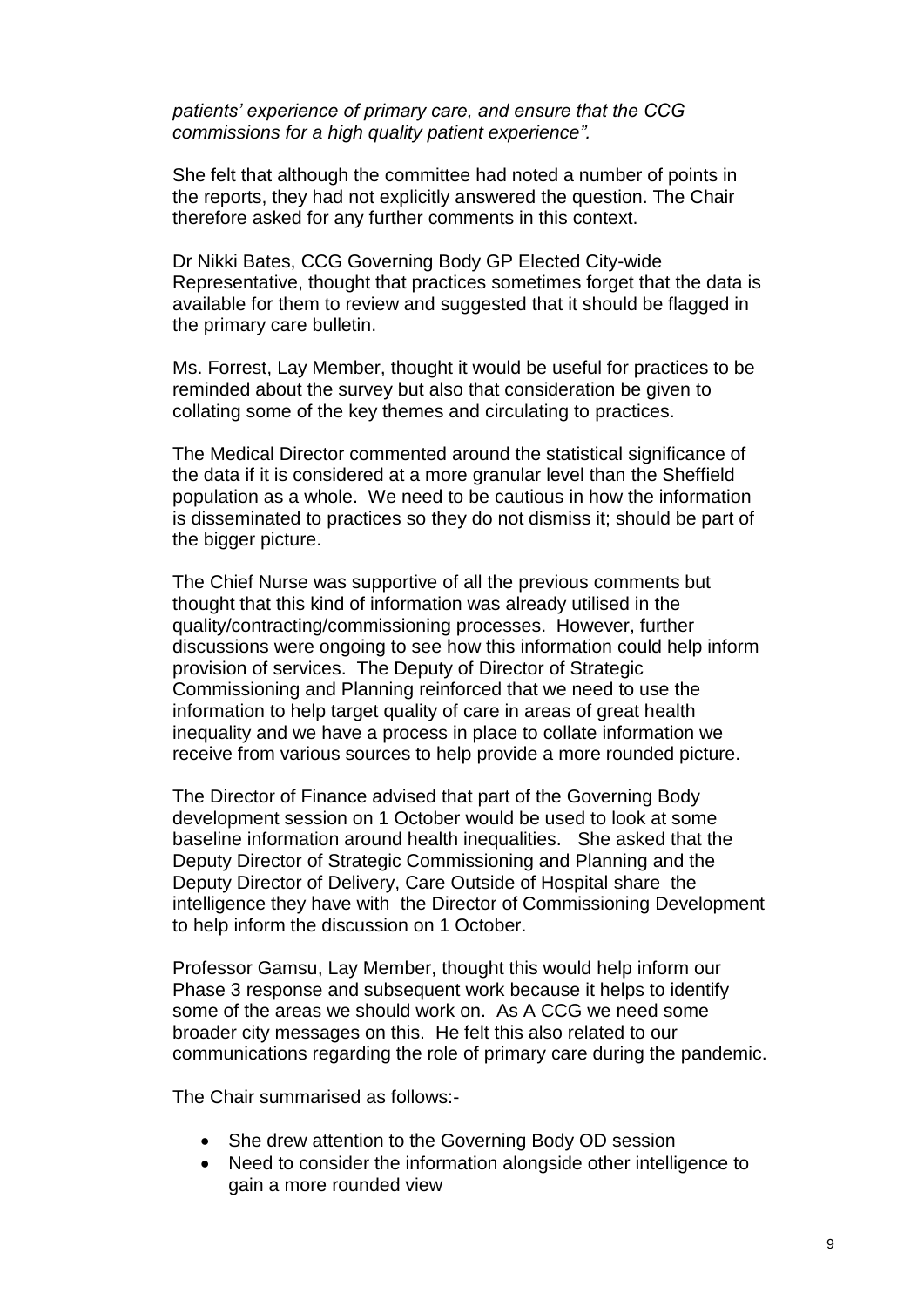*patients' experience of primary care, and ensure that the CCG commissions for a high quality patient experience".*

She felt that although the committee had noted a number of points in the reports, they had not explicitly answered the question. The Chair therefore asked for any further comments in this context.

Dr Nikki Bates, CCG Governing Body GP Elected City-wide Representative, thought that practices sometimes forget that the data is available for them to review and suggested that it should be flagged in the primary care bulletin.

Ms. Forrest, Lay Member, thought it would be useful for practices to be reminded about the survey but also that consideration be given to collating some of the key themes and circulating to practices.

The Medical Director commented around the statistical significance of the data if it is considered at a more granular level than the Sheffield population as a whole. We need to be cautious in how the information is disseminated to practices so they do not dismiss it; should be part of the bigger picture.

The Chief Nurse was supportive of all the previous comments but thought that this kind of information was already utilised in the quality/contracting/commissioning processes. However, further discussions were ongoing to see how this information could help inform provision of services. The Deputy of Director of Strategic Commissioning and Planning reinforced that we need to use the information to help target quality of care in areas of great health inequality and we have a process in place to collate information we receive from various sources to help provide a more rounded picture.

The Director of Finance advised that part of the Governing Body development session on 1 October would be used to look at some baseline information around health inequalities. She asked that the Deputy Director of Strategic Commissioning and Planning and the Deputy Director of Delivery, Care Outside of Hospital share the intelligence they have with the Director of Commissioning Development to help inform the discussion on 1 October.

Professor Gamsu, Lay Member, thought this would help inform our Phase 3 response and subsequent work because it helps to identify some of the areas we should work on. As A CCG we need some broader city messages on this. He felt this also related to our communications regarding the role of primary care during the pandemic.

The Chair summarised as follows:-

- She drew attention to the Governing Body OD session
- Need to consider the information alongside other intelligence to gain a more rounded view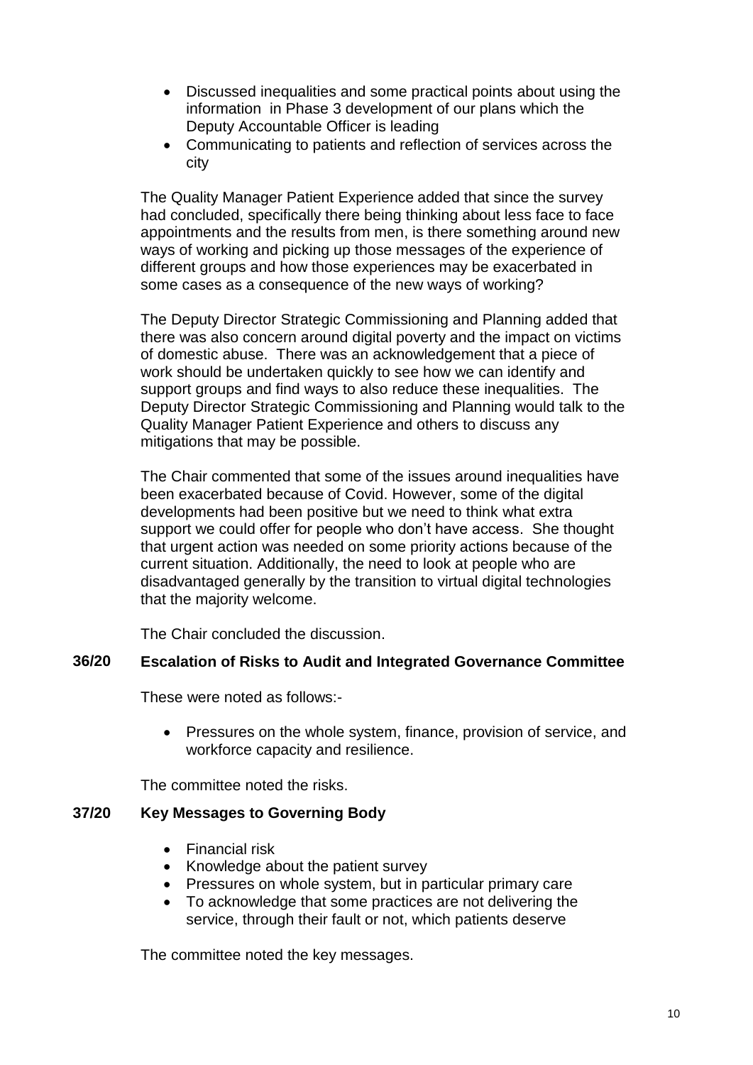- Discussed inequalities and some practical points about using the information in Phase 3 development of our plans which the Deputy Accountable Officer is leading
- Communicating to patients and reflection of services across the city

The Quality Manager Patient Experience added that since the survey had concluded, specifically there being thinking about less face to face appointments and the results from men, is there something around new ways of working and picking up those messages of the experience of different groups and how those experiences may be exacerbated in some cases as a consequence of the new ways of working?

The Deputy Director Strategic Commissioning and Planning added that there was also concern around digital poverty and the impact on victims of domestic abuse. There was an acknowledgement that a piece of work should be undertaken quickly to see how we can identify and support groups and find ways to also reduce these inequalities. The Deputy Director Strategic Commissioning and Planning would talk to the Quality Manager Patient Experience and others to discuss any mitigations that may be possible.

The Chair commented that some of the issues around inequalities have been exacerbated because of Covid. However, some of the digital developments had been positive but we need to think what extra support we could offer for people who don't have access. She thought that urgent action was needed on some priority actions because of the current situation. Additionally, the need to look at people who are disadvantaged generally by the transition to virtual digital technologies that the majority welcome.

The Chair concluded the discussion.

## 36/20 Escalation of Risks to Audit and Integrated Governance Committee

These were noted as follows:-

- Pressures on the whole system, finance, provision of service, and workforce capacity and resilience.

The committee noted the risks.

## 37/20 Key Messages to Governing Body

- Financial risk
- Knowledge about the patient survey
- Pressures on whole system, but in particular primary care
- To acknowledge that some practices are not delivering the service, through their fault or not, which patients deserve

The committee noted the key messages.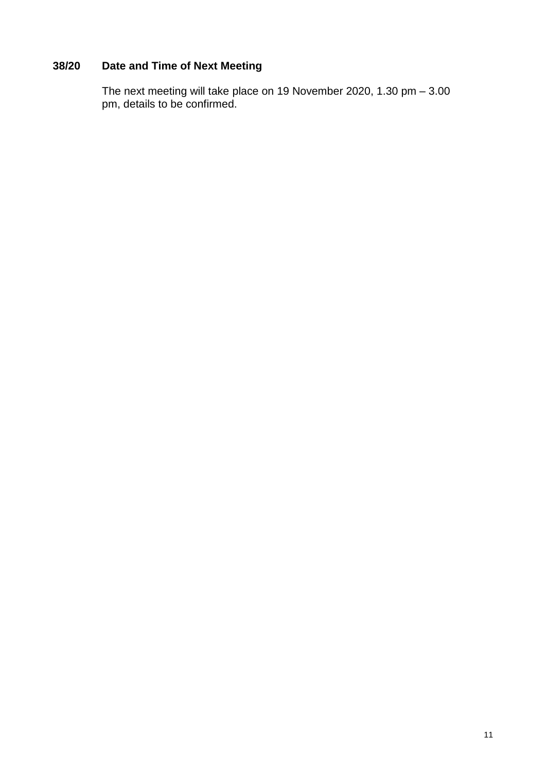**38/20 Date and Time of Next Meeting**

The next meeting will take place on 19 November 2020, 1.30 pm – 3.00 pm, details to be confirmed.